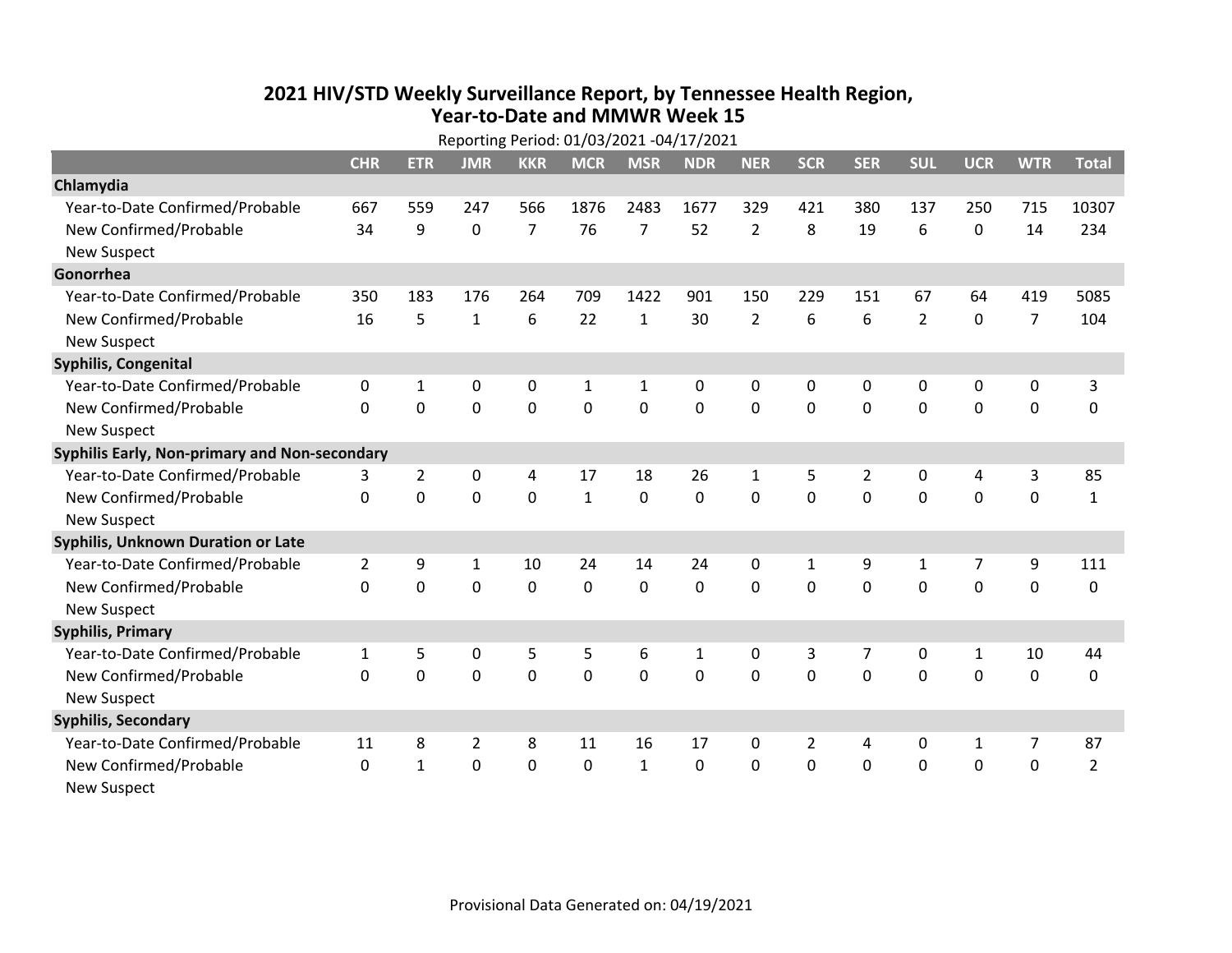# 2021 HIV/STD Weekly Surveillance Report, by Tennessee Health Region, Year-to-Date and MMWR Week 15

Reporting Period: 01/03/2021 -04/17/2021

| | CHR | ETR | JMR | KKR | MCR | MSR | NDR | NER | SCR | SER | SUL | UCR | WTR | Total |
|---|---|---|---|---|---|---|---|---|---|---|---|---|---|---|
| **Chlamydia** | | | | | | | | | | | | | | |
| Year-to-Date Confirmed/Probable | 667 | 559 | 247 | 566 | 1876 | 2483 | 1677 | 329 | 421 | 380 | 137 | 250 | 715 | 10307 |
| New Confirmed/Probable | 34 | 9 | 0 | 7 | 76 | 7 | 52 | 2 | 8 | 19 | 6 | 0 | 14 | 234 |
| New Suspect | | | | | | | | | | | | | | |
| **Gonorrhea** | | | | | | | | | | | | | | |
| Year-to-Date Confirmed/Probable | 350 | 183 | 176 | 264 | 709 | 1422 | 901 | 150 | 229 | 151 | 67 | 64 | 419 | 5085 |
| New Confirmed/Probable | 16 | 5 | 1 | 6 | 22 | 1 | 30 | 2 | 6 | 6 | 2 | 0 | 7 | 104 |
| New Suspect | | | | | | | | | | | | | | |
| **Syphilis, Congenital** | | | | | | | | | | | | | | |
| Year-to-Date Confirmed/Probable | 0 | 1 | 0 | 0 | 1 | 1 | 0 | 0 | 0 | 0 | 0 | 0 | 0 | 3 |
| New Confirmed/Probable | 0 | 0 | 0 | 0 | 0 | 0 | 0 | 0 | 0 | 0 | 0 | 0 | 0 | 0 |
| New Suspect | | | | | | | | | | | | | | |
| **Syphilis Early, Non-primary and Non-secondary** | | | | | | | | | | | | | | |
| Year-to-Date Confirmed/Probable | 3 | 2 | 0 | 4 | 17 | 18 | 26 | 1 | 5 | 2 | 0 | 4 | 3 | 85 |
| New Confirmed/Probable | 0 | 0 | 0 | 0 | 1 | 0 | 0 | 0 | 0 | 0 | 0 | 0 | 0 | 1 |
| New Suspect | | | | | | | | | | | | | | |
| **Syphilis, Unknown Duration or Late** | | | | | | | | | | | | | | |
| Year-to-Date Confirmed/Probable | 2 | 9 | 1 | 10 | 24 | 14 | 24 | 0 | 1 | 9 | 1 | 7 | 9 | 111 |
| New Confirmed/Probable | 0 | 0 | 0 | 0 | 0 | 0 | 0 | 0 | 0 | 0 | 0 | 0 | 0 | 0 |
| New Suspect | | | | | | | | | | | | | | |
| **Syphilis, Primary** | | | | | | | | | | | | | | |
| Year-to-Date Confirmed/Probable | 1 | 5 | 0 | 5 | 5 | 6 | 1 | 0 | 3 | 7 | 0 | 1 | 10 | 44 |
| New Confirmed/Probable | 0 | 0 | 0 | 0 | 0 | 0 | 0 | 0 | 0 | 0 | 0 | 0 | 0 | 0 |
| New Suspect | | | | | | | | | | | | | | |
| **Syphilis, Secondary** | | | | | | | | | | | | | | |
| Year-to-Date Confirmed/Probable | 11 | 8 | 2 | 8 | 11 | 16 | 17 | 0 | 2 | 4 | 0 | 1 | 7 | 87 |
| New Confirmed/Probable | 0 | 1 | 0 | 0 | 0 | 1 | 0 | 0 | 0 | 0 | 0 | 0 | 0 | 2 |
| New Suspect | | | | | | | | | | | | | | |

Provisional Data Generated on: 04/19/2021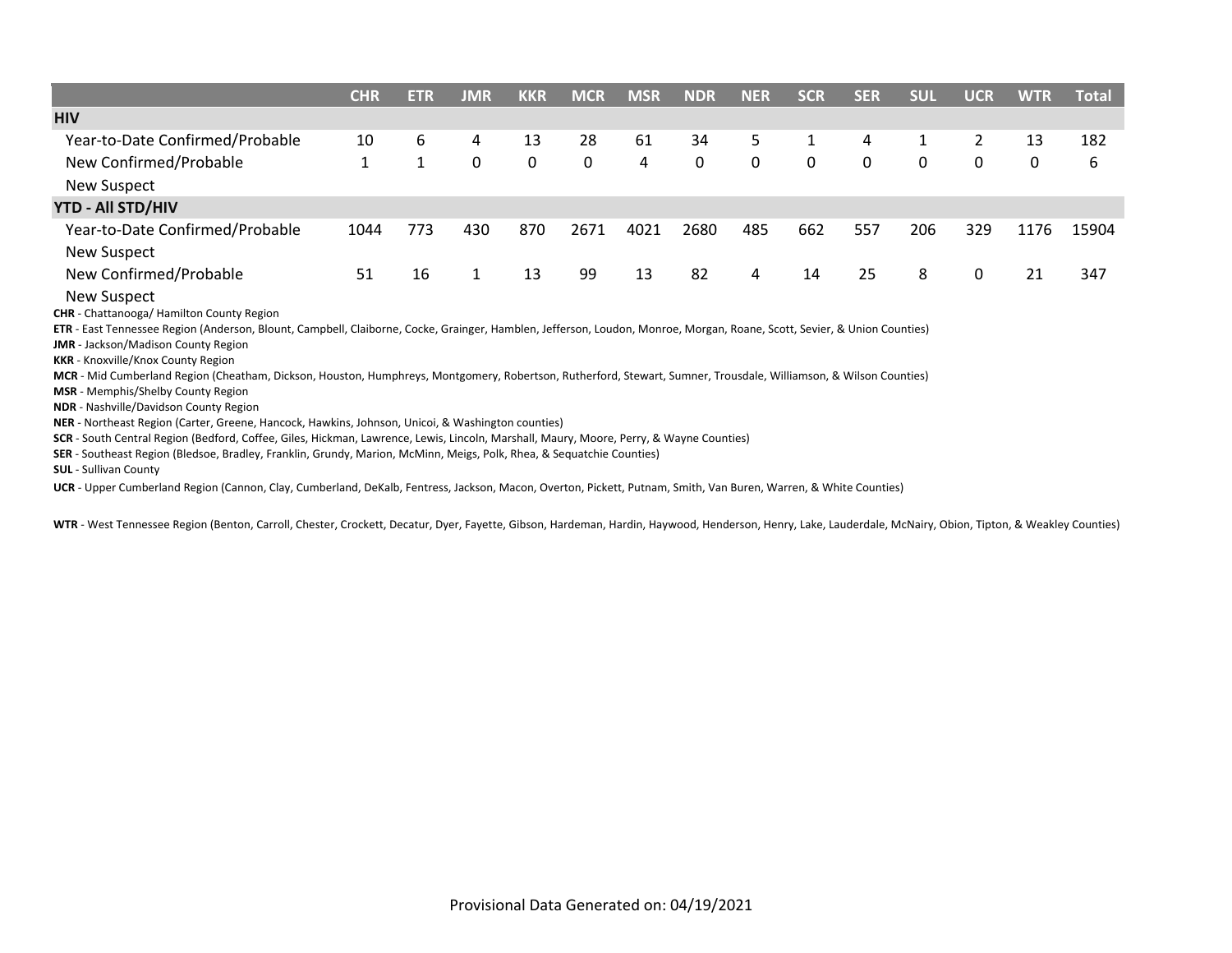| | CHR | ETR | JMR | KKR | MCR | MSR | NDR | NER | SCR | SER | SUL | UCR | WTR | Total |
|---|---|---|---|---|---|---|---|---|---|---|---|---|---|---|
| **HIV** | | | | | | | | | | | | | | |
| Year-to-Date Confirmed/Probable | 10 | 6 | 4 | 13 | 28 | 61 | 34 | 5 | 1 | 4 | 1 | 2 | 13 | 182 |
| New Confirmed/Probable | 1 | 1 | 0 | 0 | 0 | 4 | 0 | 0 | 0 | 0 | 0 | 0 | 0 | 6 |
| New Suspect | | | | | | | | | | | | | | |
| **YTD - All STD/HIV** | | | | | | | | | | | | | | |
| Year-to-Date Confirmed/Probable | 1044 | 773 | 430 | 870 | 2671 | 4021 | 2680 | 485 | 662 | 557 | 206 | 329 | 1176 | 15904 |
| New Suspect | | | | | | | | | | | | | | |
| New Confirmed/Probable | 51 | 16 | 1 | 13 | 99 | 13 | 82 | 4 | 14 | 25 | 8 | 0 | 21 | 347 |
| New Suspect | | | | | | | | | | | | | | |

**CHR** - Chattanooga/ Hamilton County Region

**ETR** - East Tennessee Region (Anderson, Blount, Campbell, Claiborne, Cocke, Grainger, Hamblen, Jefferson, Loudon, Monroe, Morgan, Roane, Scott, Sevier, & Union Counties)

**JMR** - Jackson/Madison County Region

**KKR** - Knoxville/Knox County Region

**MCR** - Mid Cumberland Region (Cheatham, Dickson, Houston, Humphreys, Montgomery, Robertson, Rutherford, Stewart, Sumner, Trousdale, Williamson, & Wilson Counties)

**MSR** - Memphis/Shelby County Region

**NDR** - Nashville/Davidson County Region

**NER** - Northeast Region (Carter, Greene, Hancock, Hawkins, Johnson, Unicoi, & Washington counties)

**SCR** - South Central Region (Bedford, Coffee, Giles, Hickman, Lawrence, Lewis, Lincoln, Marshall, Maury, Moore, Perry, & Wayne Counties)

**SER** - Southeast Region (Bledsoe, Bradley, Franklin, Grundy, Marion, McMinn, Meigs, Polk, Rhea, & Sequatchie Counties)

**SUL** - Sullivan County

**UCR** - Upper Cumberland Region (Cannon, Clay, Cumberland, DeKalb, Fentress, Jackson, Macon, Overton, Pickett, Putnam, Smith, Van Buren, Warren, & White Counties)

**WTR** - West Tennessee Region (Benton, Carroll, Chester, Crockett, Decatur, Dyer, Fayette, Gibson, Hardeman, Hardin, Haywood, Henderson, Henry, Lake, Lauderdale, McNairy, Obion, Tipton, & Weakley Counties)

Provisional Data Generated on: 04/19/2021